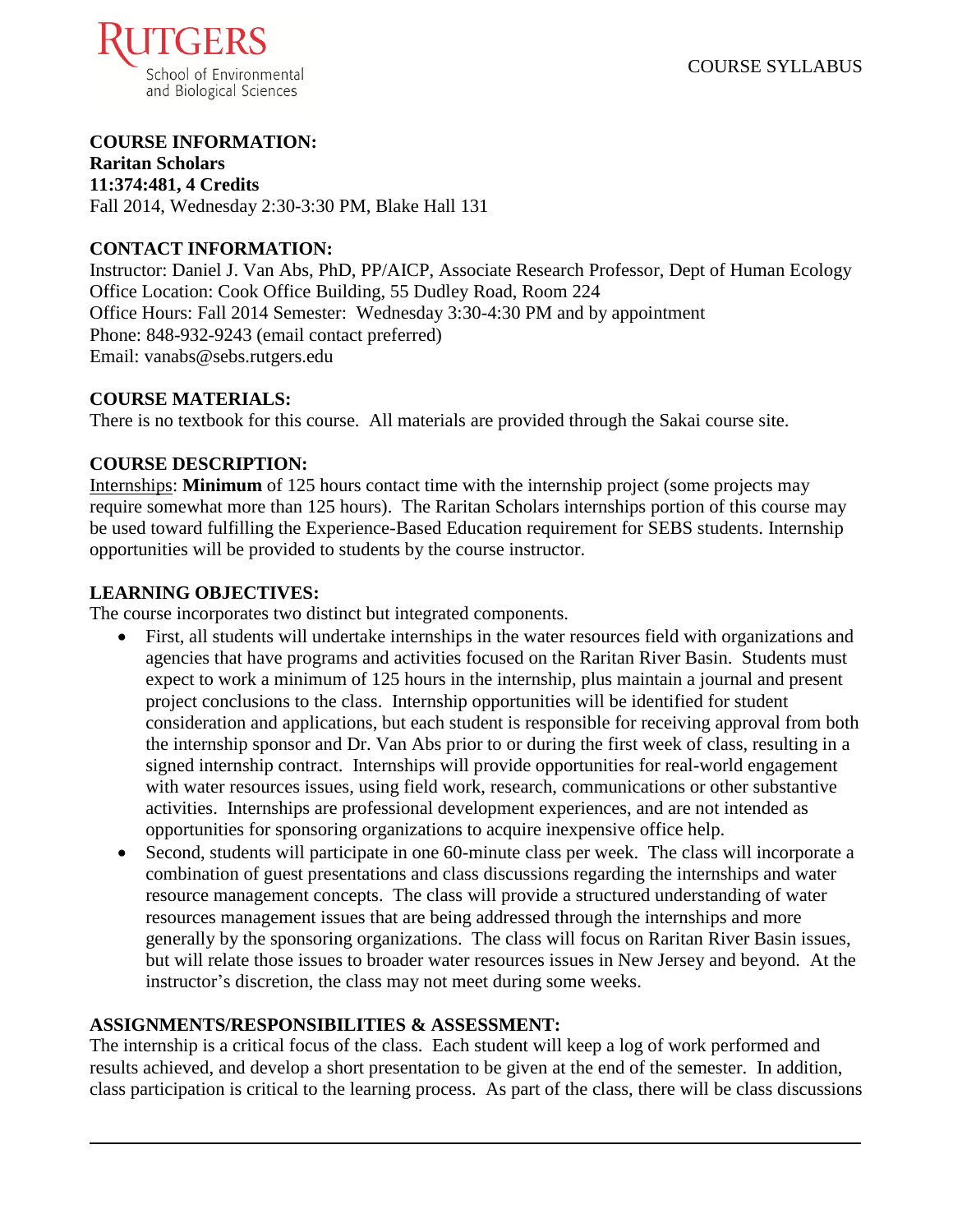Rutgers School of Environmental and Biological Sciences

COURSE SYLLABUS

**COURSE INFORMATION:**
**Raritan Scholars**
**11:374:481, 4 Credits**
Fall 2014, Wednesday 2:30-3:30 PM, Blake Hall 131

**CONTACT INFORMATION:**
Instructor: Daniel J. Van Abs, PhD, PP/AICP, Associate Research Professor, Dept of Human Ecology
Office Location: Cook Office Building, 55 Dudley Road, Room 224
Office Hours: Fall 2014 Semester: Wednesday 3:30-4:30 PM and by appointment
Phone: 848-932-9243 (email contact preferred)
Email: vanabs@sebs.rutgers.edu

**COURSE MATERIALS:**
There is no textbook for this course. All materials are provided through the Sakai course site.

**COURSE DESCRIPTION:**
Internships: **Minimum** of 125 hours contact time with the internship project (some projects may require somewhat more than 125 hours). The Raritan Scholars internships portion of this course may be used toward fulfilling the Experience-Based Education requirement for SEBS students. Internship opportunities will be provided to students by the course instructor.

**LEARNING OBJECTIVES:**
The course incorporates two distinct but integrated components.

- First, all students will undertake internships in the water resources field with organizations and agencies that have programs and activities focused on the Raritan River Basin. Students must expect to work a minimum of 125 hours in the internship, plus maintain a journal and present project conclusions to the class. Internship opportunities will be identified for student consideration and applications, but each student is responsible for receiving approval from both the internship sponsor and Dr. Van Abs prior to or during the first week of class, resulting in a signed internship contract. Internships will provide opportunities for real-world engagement with water resources issues, using field work, research, communications or other substantive activities. Internships are professional development experiences, and are not intended as opportunities for sponsoring organizations to acquire inexpensive office help.
- Second, students will participate in one 60-minute class per week. The class will incorporate a combination of guest presentations and class discussions regarding the internships and water resource management concepts. The class will provide a structured understanding of water resources management issues that are being addressed through the internships and more generally by the sponsoring organizations. The class will focus on Raritan River Basin issues, but will relate those issues to broader water resources issues in New Jersey and beyond. At the instructor's discretion, the class may not meet during some weeks.

**ASSIGNMENTS/RESPONSIBILITIES & ASSESSMENT:**
The internship is a critical focus of the class. Each student will keep a log of work performed and results achieved, and develop a short presentation to be given at the end of the semester. In addition, class participation is critical to the learning process. As part of the class, there will be class discussions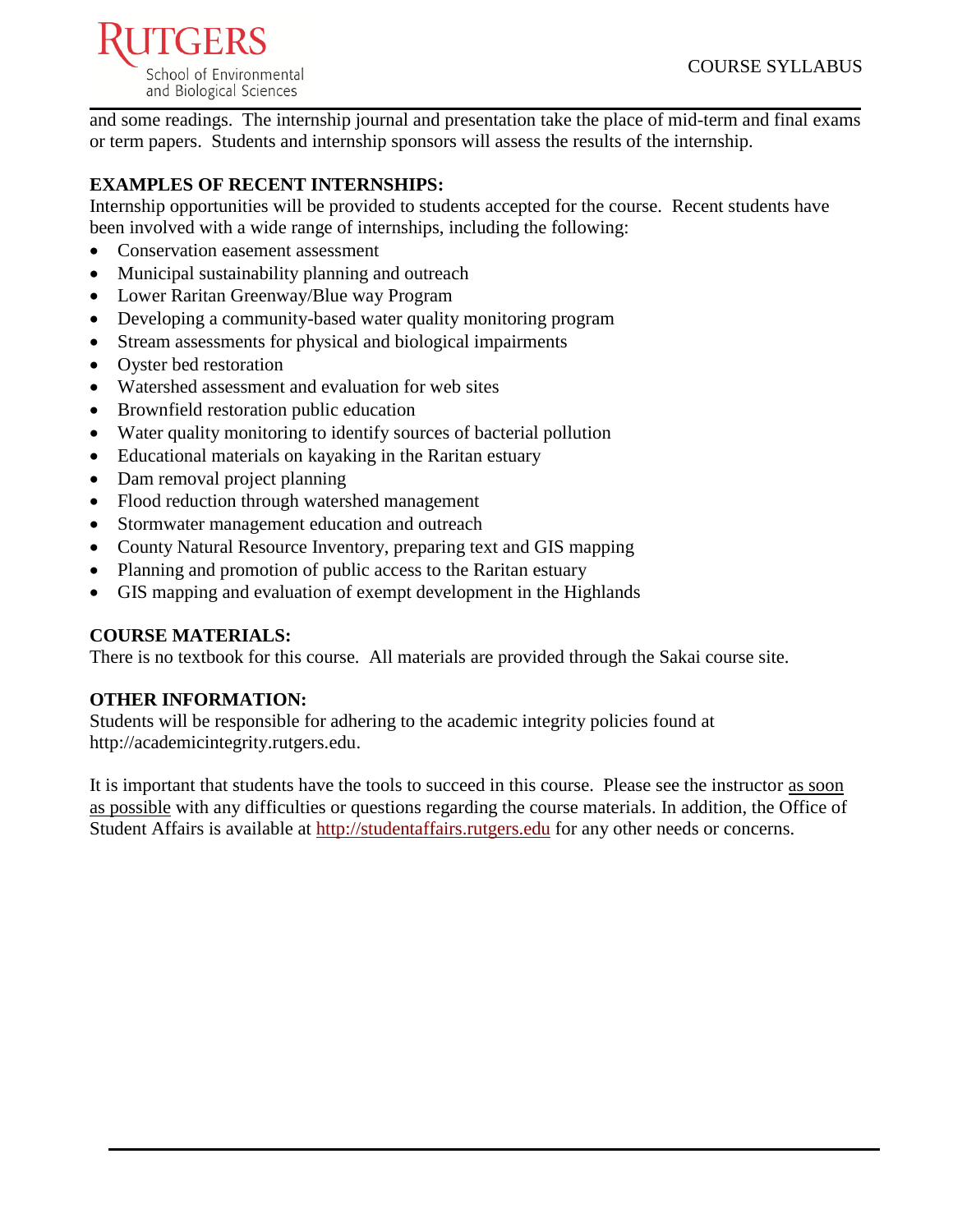and some readings. The internship journal and presentation take the place of mid-term and final exams or term papers. Students and internship sponsors will assess the results of the internship.

**EXAMPLES OF RECENT INTERNSHIPS:**

Internship opportunities will be provided to students accepted for the course. Recent students have been involved with a wide range of internships, including the following:

- Conservation easement assessment
- Municipal sustainability planning and outreach
- Lower Raritan Greenway/Blue way Program
- Developing a community-based water quality monitoring program
- Stream assessments for physical and biological impairments
- Oyster bed restoration
- Watershed assessment and evaluation for web sites
- Brownfield restoration public education
- Water quality monitoring to identify sources of bacterial pollution
- Educational materials on kayaking in the Raritan estuary
- Dam removal project planning
- Flood reduction through watershed management
- Stormwater management education and outreach
- County Natural Resource Inventory, preparing text and GIS mapping
- Planning and promotion of public access to the Raritan estuary
- GIS mapping and evaluation of exempt development in the Highlands

**COURSE MATERIALS:**

There is no textbook for this course. All materials are provided through the Sakai course site.

**OTHER INFORMATION:**

Students will be responsible for adhering to the academic integrity policies found at http://academicintegrity.rutgers.edu.

It is important that students have the tools to succeed in this course. Please see the instructor as soon as possible with any difficulties or questions regarding the course materials. In addition, the Office of Student Affairs is available at http://studentaffairs.rutgers.edu for any other needs or concerns.